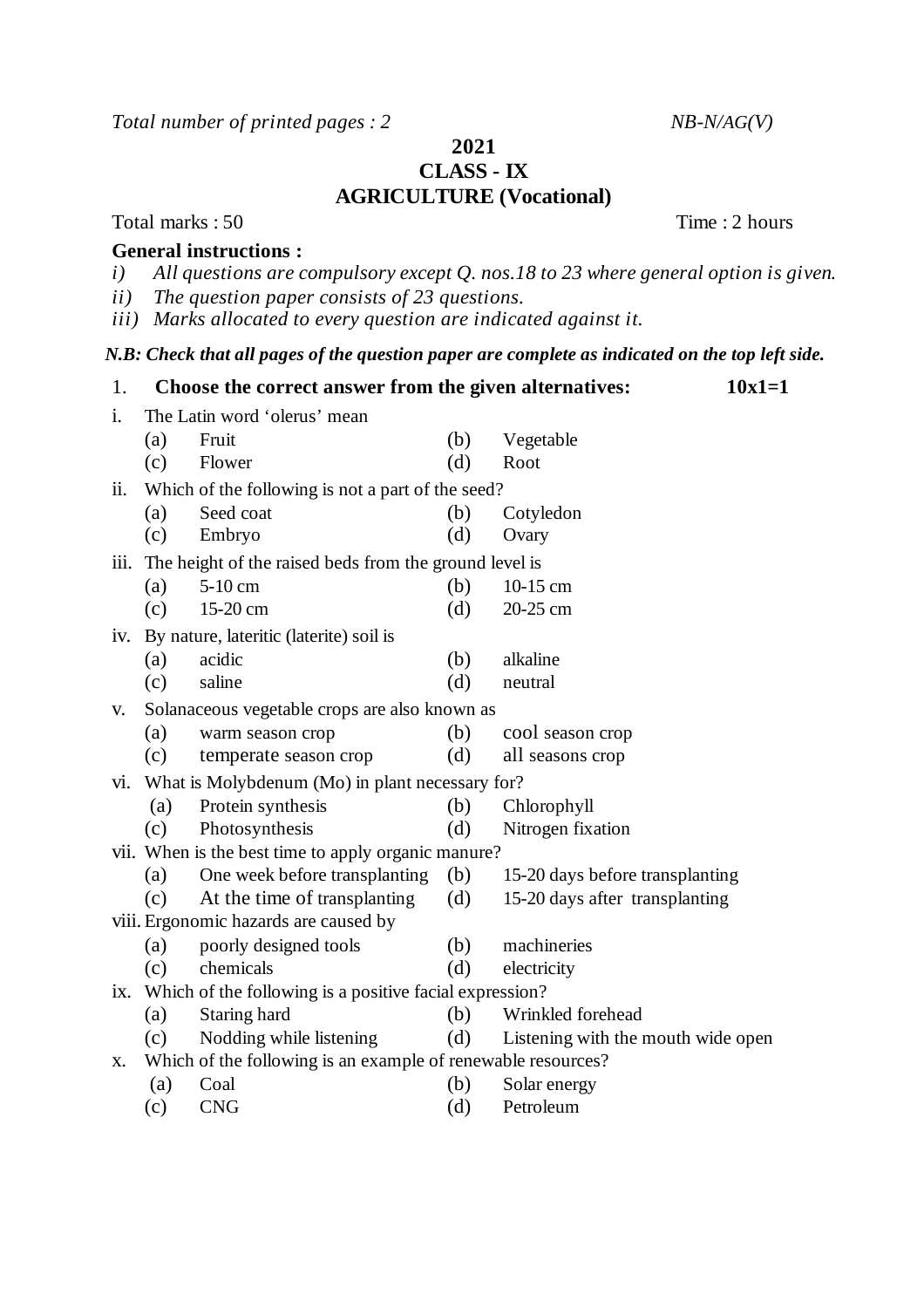*Total number of printed pages : 2* *NB-N/AG(V)*

# 2021
# CLASS - IX
# AGRICULTURE (Vocational)

Total marks : 50 Time : 2 hours

**General instructions :**

*i) All questions are compulsory except Q. nos.18 to 23 where general option is given.*

*ii) The question paper consists of 23 questions.*

*iii) Marks allocated to every question are indicated against it.*

***N.B: Check that all pages of the question paper are complete as indicated on the top left side.***

1. **Choose the correct answer from the given alternatives: 10x1=1**

i. The Latin word 'olerus' mean

(a) Fruit (b) Vegetable
(c) Flower (d) Root

ii. Which of the following is not a part of the seed?

(a) Seed coat (b) Cotyledon
(c) Embryo (d) Ovary

iii. The height of the raised beds from the ground level is

(a) 5-10 cm (b) 10-15 cm
(c) 15-20 cm (d) 20-25 cm

iv. By nature, lateritic (laterite) soil is

(a) acidic (b) alkaline
(c) saline (d) neutral

v. Solanaceous vegetable crops are also known as

(a) warm season crop (b) cool season crop
(c) temperate season crop (d) all seasons crop

vi. What is Molybdenum (Mo) in plant necessary for?

(a) Protein synthesis (b) Chlorophyll
(c) Photosynthesis (d) Nitrogen fixation

vii. When is the best time to apply organic manure?

(a) One week before transplanting (b) 15-20 days before transplanting
(c) At the time of transplanting (d) 15-20 days after transplanting

viii. Ergonomic hazards are caused by

(a) poorly designed tools (b) machineries
(c) chemicals (d) electricity

ix. Which of the following is a positive facial expression?

(a) Staring hard (b) Wrinkled forehead
(c) Nodding while listening (d) Listening with the mouth wide open

x. Which of the following is an example of renewable resources?

(a) Coal (b) Solar energy
(c) CNG (d) Petroleum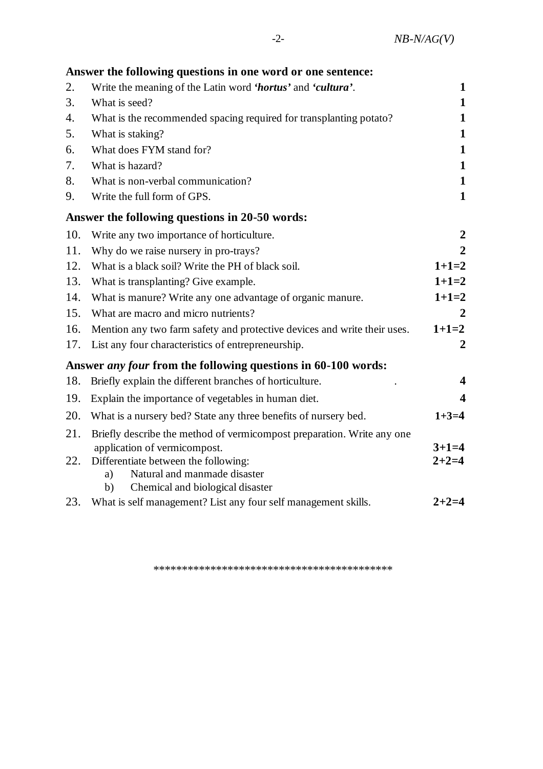**Answer the following questions in one word or one sentence:**

2. Write the meaning of the Latin word ***'hortus'*** and ***'cultura'***. **1**
3. What is seed? **1**
4. What is the recommended spacing required for transplanting potato? **1**
5. What is staking? **1**
6. What does FYM stand for? **1**
7. What is hazard? **1**
8. What is non-verbal communication? **1**
9. Write the full form of GPS. **1**

**Answer the following questions in 20-50 words:**

10. Write any two importance of horticulture. **2**
11. Why do we raise nursery in pro-trays? **2**
12. What is a black soil? Write the PH of black soil. **1+1=2**
13. What is transplanting? Give example. **1+1=2**
14. What is manure? Write any one advantage of organic manure. **1+1=2**
15. What are macro and micro nutrients? **2**
16. Mention any two farm safety and protective devices and write their uses. **1+1=2**
17. List any four characteristics of entrepreneurship. **2**

**Answer *any four* from the following questions in 60-100 words:**

18. Briefly explain the different branches of horticulture. **4**
19. Explain the importance of vegetables in human diet. **4**
20. What is a nursery bed? State any three benefits of nursery bed. **1+3=4**
21. Briefly describe the method of vermicompost preparation. Write any one application of vermicompost. **3+1=4**
22. Differentiate between the following: **2+2=4**
    a) Natural and manmade disaster
    b) Chemical and biological disaster
23. What is self management? List any four self management skills. **2+2=4**

\*\*\*\*\*\*\*\*\*\*\*\*\*\*\*\*\*\*\*\*\*\*\*\*\*\*\*\*\*\*\*\*\*\*\*\*\*\*\*\*\*\*